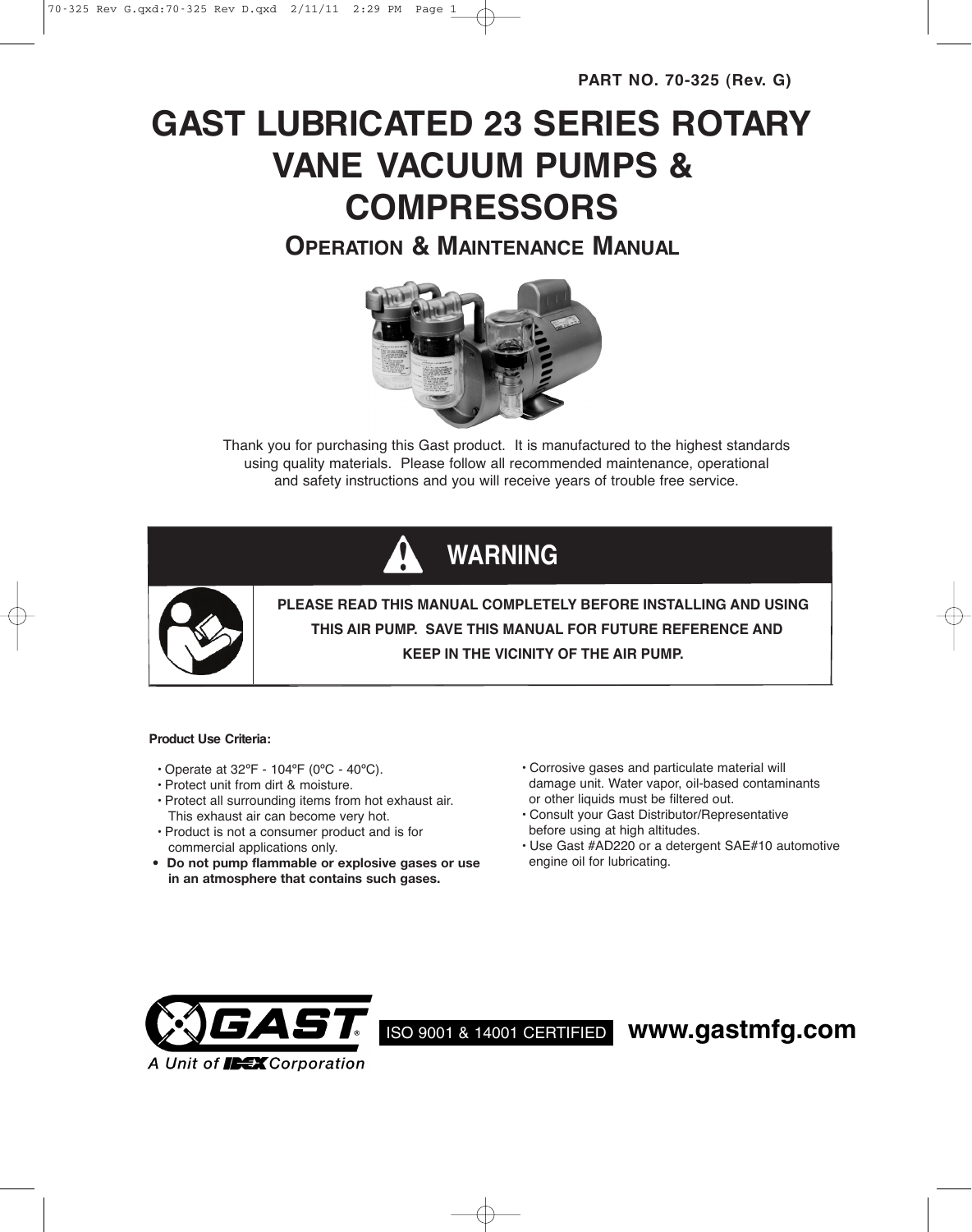PART NO. 70-325 (Rev. G)

# GAST LUBRICATED 23 SERIES ROTARY VANE VACUUM PUMPS & COMPRESSORS

## OPERATION & MAINTENANCE MANUAL

Thank you for purchasing this Gast product. It is manufactured to the highest standards using quality materials. Please follow all recommended maintenance, operational and safety instructions and you will receive years of trouble free service.

## ⚠ WARNING

**PLEASE READ THIS MANUAL COMPLETELY BEFORE INSTALLING AND USING THIS AIR PUMP. SAVE THIS MANUAL FOR FUTURE REFERENCE AND KEEP IN THE VICINITY OF THE AIR PUMP.**

**Product Use Criteria:**

- Operate at 32ºF - 104ºF (0ºC - 40ºC).
- Protect unit from dirt & moisture.
- Protect all surrounding items from hot exhaust air. This exhaust air can become very hot.
- Product is not a consumer product and is for commercial applications only.
- **Do not pump flammable or explosive gases or use in an atmosphere that contains such gases.**
- Corrosive gases and particulate material will damage unit. Water vapor, oil-based contaminants or other liquids must be filtered out.
- Consult your Gast Distributor/Representative before using at high altitudes.
- Use Gast #AD220 or a detergent SAE#10 automotive engine oil for lubricating.

GAST® A Unit of IDEX Corporation

ISO 9001 & 14001 CERTIFIED **www.gastmfg.com**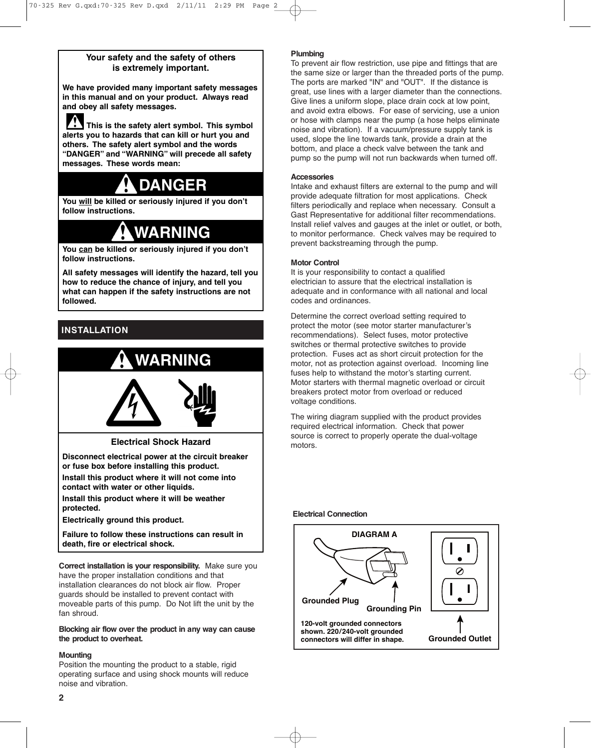**Your safety and the safety of others is extremely important.**

**We have provided many important safety messages in this manual and on your product. Always read and obey all safety messages.**

**This is the safety alert symbol. This symbol alerts you to hazards that can kill or hurt you and others. The safety alert symbol and the words "DANGER" and "WARNING" will precede all safety messages. These words mean:**

**DANGER**

**You will be killed or seriously injured if you don't follow instructions.**

**WARNING**

**You can be killed or seriously injured if you don't follow instructions.**

**All safety messages will identify the hazard, tell you how to reduce the chance of injury, and tell you what can happen if the safety instructions are not followed.**

## INSTALLATION

**WARNING**

**Electrical Shock Hazard**

**Disconnect electrical power at the circuit breaker or fuse box before installing this product.**

**Install this product where it will not come into contact with water or other liquids.**

**Install this product where it will be weather protected.**

**Electrically ground this product.**

**Failure to follow these instructions can result in death, fire or electrical shock.**

**Correct installation is your responsibility.** Make sure you have the proper installation conditions and that installation clearances do not block air flow. Proper guards should be installed to prevent contact with moveable parts of this pump. Do Not lift the unit by the fan shroud.

**Blocking air flow over the product in any way can cause the product to overheat.**

**Mounting**
Position the mounting the product to a stable, rigid operating surface and using shock mounts will reduce noise and vibration.

**Plumbing**
To prevent air flow restriction, use pipe and fittings that are the same size or larger than the threaded ports of the pump. The ports are marked "IN" and "OUT". If the distance is great, use lines with a larger diameter than the connections. Give lines a uniform slope, place drain cock at low point, and avoid extra elbows. For ease of servicing, use a union or hose with clamps near the pump (a hose helps eliminate noise and vibration). If a vacuum/pressure supply tank is used, slope the line towards tank, provide a drain at the bottom, and place a check valve between the tank and pump so the pump will not run backwards when turned off.

**Accessories**
Intake and exhaust filters are external to the pump and will provide adequate filtration for most applications. Check filters periodically and replace when necessary. Consult a Gast Representative for additional filter recommendations. Install relief valves and gauges at the inlet or outlet, or both, to monitor performance. Check valves may be required to prevent backstreaming through the pump.

**Motor Control**
It is your responsibility to contact a qualified electrician to assure that the electrical installation is adequate and in conformance with all national and local codes and ordinances.

Determine the correct overload setting required to protect the motor (see motor starter manufacturer's recommendations). Select fuses, motor protective switches or thermal protective switches to provide protection. Fuses act as short circuit protection for the motor, not as protection against overload. Incoming line fuses help to withstand the motor's starting current. Motor starters with thermal magnetic overload or circuit breakers protect motor from overload or reduced voltage conditions.

The wiring diagram supplied with the product provides required electrical information. Check that power source is correct to properly operate the dual-voltage motors.

**Electrical Connection**

**DIAGRAM A**

**Grounded Plug**

**Grounding Pin**

**Grounded Outlet**

**120-volt grounded connectors shown. 220/240-volt grounded connectors will differ in shape.**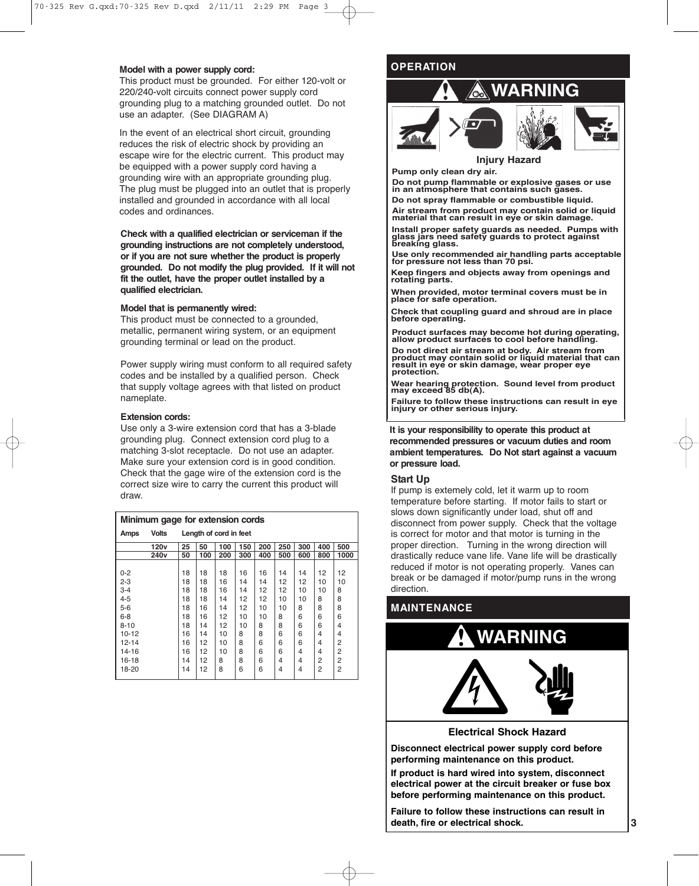**Model with a power supply cord:**
This product must be grounded. For either 120-volt or 220/240-volt circuits connect power supply cord grounding plug to a matching grounded outlet. Do not use an adapter. (See DIAGRAM A)

In the event of an electrical short circuit, grounding reduces the risk of electric shock by providing an escape wire for the electric current. This product may be equipped with a power supply cord having a grounding wire with an appropriate grounding plug. The plug must be plugged into an outlet that is properly installed and grounded in accordance with all local codes and ordinances.

**Check with a qualified electrician or serviceman if the grounding instructions are not completely understood, or if you are not sure whether the product is properly grounded. Do not modify the plug provided. If it will not fit the outlet, have the proper outlet installed by a qualified electrician.**

**Model that is permanently wired:**
This product must be connected to a grounded, metallic, permanent wiring system, or an equipment grounding terminal or lead on the product.

Power supply wiring must conform to all required safety codes and be installed by a qualified person. Check that supply voltage agrees with that listed on product nameplate.

**Extension cords:**
Use only a 3-wire extension cord that has a 3-blade grounding plug. Connect extension cord plug to a matching 3-slot receptacle. Do not use an adapter. Make sure your extension cord is in good condition. Check that the gage wire of the extension cord is the correct size wire to carry the current this product will draw.

**Minimum gage for extension cords**

| Amps | Volts | Length of cord in feet | | | | | | | | |
|---|---|---|---|---|---|---|---|---|---|---|
| | 120v | 25 | 50 | 100 | 150 | 200 | 250 | 300 | 400 | 500 |
| | 240v | 50 | 100 | 200 | 300 | 400 | 500 | 600 | 800 | 1000 |
| 0-2 | | 18 | 18 | 18 | 16 | 16 | 14 | 14 | 12 | 12 |
| 2-3 | | 18 | 18 | 16 | 14 | 14 | 12 | 12 | 10 | 10 |
| 3-4 | | 18 | 18 | 16 | 14 | 12 | 12 | 10 | 10 | 8 |
| 4-5 | | 18 | 18 | 14 | 12 | 12 | 10 | 10 | 8 | 8 |
| 5-6 | | 18 | 16 | 14 | 12 | 10 | 10 | 8 | 8 | 8 |
| 6-8 | | 18 | 16 | 12 | 10 | 10 | 8 | 6 | 6 | 6 |
| 8-10 | | 18 | 14 | 12 | 10 | 8 | 8 | 6 | 6 | 4 |
| 10-12 | | 16 | 14 | 10 | 8 | 8 | 6 | 6 | 4 | 4 |
| 12-14 | | 16 | 12 | 10 | 8 | 6 | 6 | 6 | 4 | 2 |
| 14-16 | | 16 | 12 | 10 | 8 | 6 | 6 | 4 | 4 | 2 |
| 16-18 | | 14 | 12 | 8 | 8 | 6 | 4 | 4 | 2 | 2 |
| 18-20 | | 14 | 12 | 8 | 6 | 6 | 4 | 4 | 2 | 2 |

## OPERATION

### WARNING

**Injury Hazard**

**Pump only clean dry air.**

**Do not pump flammable or explosive gases or use in an atmosphere that contains such gases.**

**Do not spray flammable or combustible liquid.**

**Air stream from product may contain solid or liquid material that can result in eye or skin damage.**

**Install proper safety guards as needed. Pumps with glass jars need safety guards to protect against breaking glass.**

**Use only recommended air handling parts acceptable for pressure not less than 70 psi.**

**Keep fingers and objects away from openings and rotating parts.**

**When provided, motor terminal covers must be in place for safe operation.**

**Check that coupling guard and shroud are in place before operating.**

**Product surfaces may become hot during operating, allow product surfaces to cool before handling.**

**Do not direct air stream at body. Air stream from product may contain solid or liquid material that can result in eye or skin damage, wear proper eye protection.**

**Wear hearing protection. Sound level from product may exceed 85 db(A).**

**Failure to follow these instructions can result in eye injury or other serious injury.**

**It is your responsibility to operate this product at recommended pressures or vacuum duties and room ambient temperatures. Do Not start against a vacuum or pressure load.**

### Start Up

If pump is extemely cold, let it warm up to room temperature before starting. If motor fails to start or slows down significantly under load, shut off and disconnect from power supply. Check that the voltage is correct for motor and that motor is turning in the proper direction. Turning in the wrong direction will drastically reduce vane life. Vane life will be drastically reduced if motor is not operating properly. Vanes can break or be damaged if motor/pump runs in the wrong direction.

## MAINTENANCE

### WARNING

**Electrical Shock Hazard**

**Disconnect electrical power supply cord before performing maintenance on this product.**

**If product is hard wired into system, disconnect electrical power at the circuit breaker or fuse box before performing maintenance on this product.**

**Failure to follow these instructions can result in death, fire or electrical shock.**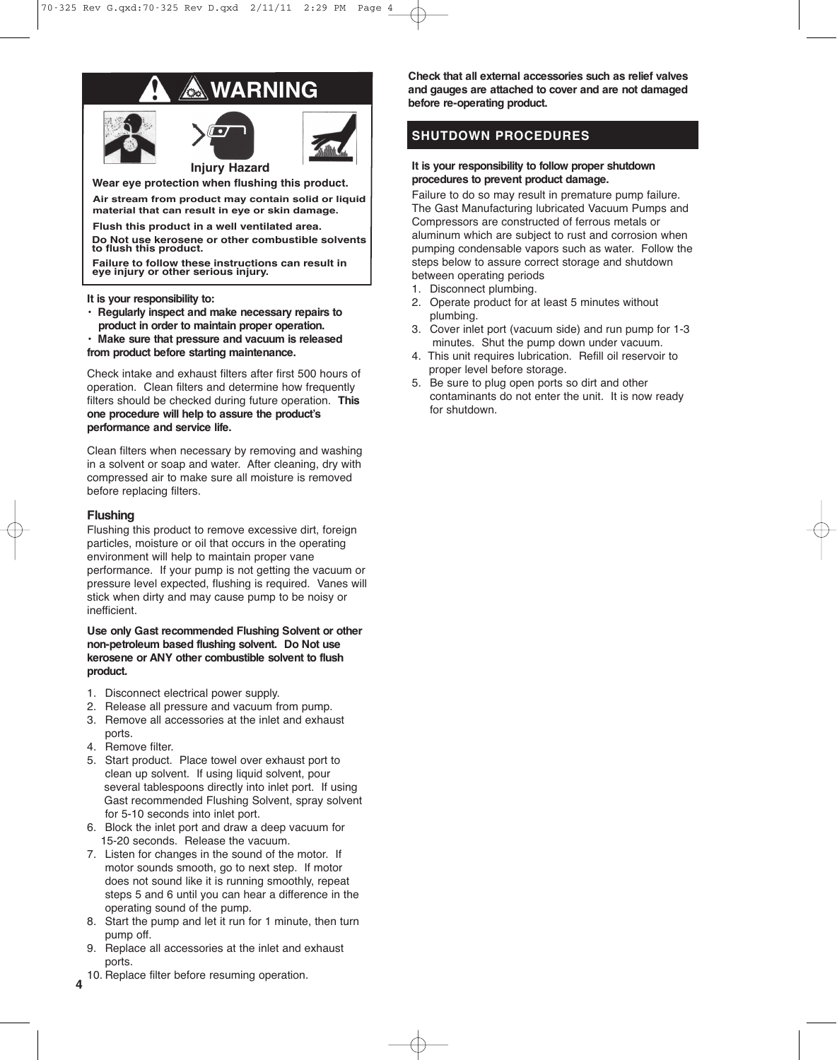**WARNING**

**Injury Hazard**

**Wear eye protection when flushing this product.**

**Air stream from product may contain solid or liquid material that can result in eye or skin damage.**

**Flush this product in a well ventilated area.**

**Do Not use kerosene or other combustible solvents to flush this product.**

**Failure to follow these instructions can result in eye injury or other serious injury.**

**It is your responsibility to:**

- **Regularly inspect and make necessary repairs to product in order to maintain proper operation.**
- **Make sure that pressure and vacuum is released from product before starting maintenance.**

Check intake and exhaust filters after first 500 hours of operation. Clean filters and determine how frequently filters should be checked during future operation. **This one procedure will help to assure the product's performance and service life.**

Clean filters when necessary by removing and washing in a solvent or soap and water. After cleaning, dry with compressed air to make sure all moisture is removed before replacing filters.

### Flushing

Flushing this product to remove excessive dirt, foreign particles, moisture or oil that occurs in the operating environment will help to maintain proper vane performance. If your pump is not getting the vacuum or pressure level expected, flushing is required. Vanes will stick when dirty and may cause pump to be noisy or inefficient.

**Use only Gast recommended Flushing Solvent or other non-petroleum based flushing solvent. Do Not use kerosene or ANY other combustible solvent to flush product.**

1. Disconnect electrical power supply.
2. Release all pressure and vacuum from pump.
3. Remove all accessories at the inlet and exhaust ports.
4. Remove filter.
5. Start product. Place towel over exhaust port to clean up solvent. If using liquid solvent, pour several tablespoons directly into inlet port. If using Gast recommended Flushing Solvent, spray solvent for 5-10 seconds into inlet port.
6. Block the inlet port and draw a deep vacuum for 15-20 seconds. Release the vacuum.
7. Listen for changes in the sound of the motor. If motor sounds smooth, go to next step. If motor does not sound like it is running smoothly, repeat steps 5 and 6 until you can hear a difference in the operating sound of the pump.
8. Start the pump and let it run for 1 minute, then turn pump off.
9. Replace all accessories at the inlet and exhaust ports.
10. Replace filter before resuming operation.

**Check that all external accessories such as relief valves and gauges are attached to cover and are not damaged before re-operating product.**

## SHUTDOWN PROCEDURES

**It is your responsibility to follow proper shutdown procedures to prevent product damage.**

Failure to do so may result in premature pump failure. The Gast Manufacturing lubricated Vacuum Pumps and Compressors are constructed of ferrous metals or aluminum which are subject to rust and corrosion when pumping condensable vapors such as water. Follow the steps below to assure correct storage and shutdown between operating periods

1. Disconnect plumbing.
2. Operate product for at least 5 minutes without plumbing.
3. Cover inlet port (vacuum side) and run pump for 1-3 minutes. Shut the pump down under vacuum.
4. This unit requires lubrication. Refill oil reservoir to proper level before storage.
5. Be sure to plug open ports so dirt and other contaminants do not enter the unit. It is now ready for shutdown.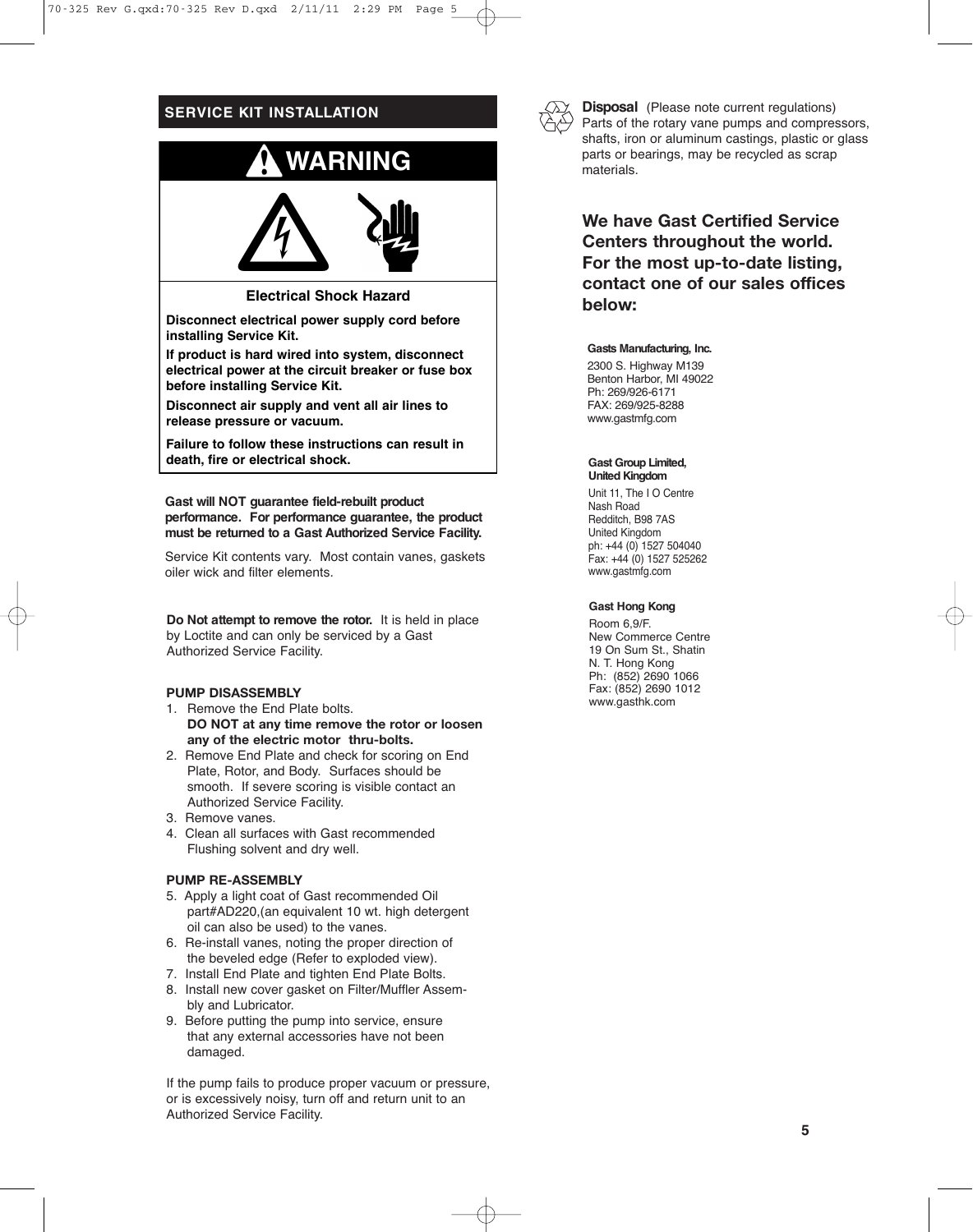## SERVICE KIT INSTALLATION

### ⚠ WARNING

**Electrical Shock Hazard**

**Disconnect electrical power supply cord before installing Service Kit.**

**If product is hard wired into system, disconnect electrical power at the circuit breaker or fuse box before installing Service Kit.**

**Disconnect air supply and vent all air lines to release pressure or vacuum.**

**Failure to follow these instructions can result in death, fire or electrical shock.**

**Gast will NOT guarantee field-rebuilt product performance. For performance guarantee, the product must be returned to a Gast Authorized Service Facility.**

Service Kit contents vary. Most contain vanes, gaskets oiler wick and filter elements.

**Do Not attempt to remove the rotor.** It is held in place by Loctite and can only be serviced by a Gast Authorized Service Facility.

**PUMP DISASSEMBLY**

1. Remove the End Plate bolts.
   **DO NOT at any time remove the rotor or loosen any of the electric motor thru-bolts.**
2. Remove End Plate and check for scoring on End Plate, Rotor, and Body. Surfaces should be smooth. If severe scoring is visible contact an Authorized Service Facility.
3. Remove vanes.
4. Clean all surfaces with Gast recommended Flushing solvent and dry well.

**PUMP RE-ASSEMBLY**

5. Apply a light coat of Gast recommended Oil part#AD220,(an equivalent 10 wt. high detergent oil can also be used) to the vanes.
6. Re-install vanes, noting the proper direction of the beveled edge (Refer to exploded view).
7. Install End Plate and tighten End Plate Bolts.
8. Install new cover gasket on Filter/Muffler Assembly and Lubricator.
9. Before putting the pump into service, ensure that any external accessories have not been damaged.

If the pump fails to produce proper vacuum or pressure, or is excessively noisy, turn off and return unit to an Authorized Service Facility.

**Disposal** (Please note current regulations)
Parts of the rotary vane pumps and compressors, shafts, iron or aluminum castings, plastic or glass parts or bearings, may be recycled as scrap materials.

**We have Gast Certified Service Centers throughout the world. For the most up-to-date listing, contact one of our sales offices below:**

**Gasts Manufacturing, Inc.**
2300 S. Highway M139
Benton Harbor, MI 49022
Ph: 269/926-6171
FAX: 269/925-8288
www.gastmfg.com

**Gast Group Limited, United Kingdom**
Unit 11, The I O Centre
Nash Road
Redditch, B98 7AS
United Kingdom
ph: +44 (0) 1527 504040
Fax: +44 (0) 1527 525262
www.gastmfg.com

**Gast Hong Kong**
Room 6,9/F.
New Commerce Centre
19 On Sum St., Shatin
N. T. Hong Kong
Ph: (852) 2690 1066
Fax: (852) 2690 1012
www.gasthk.com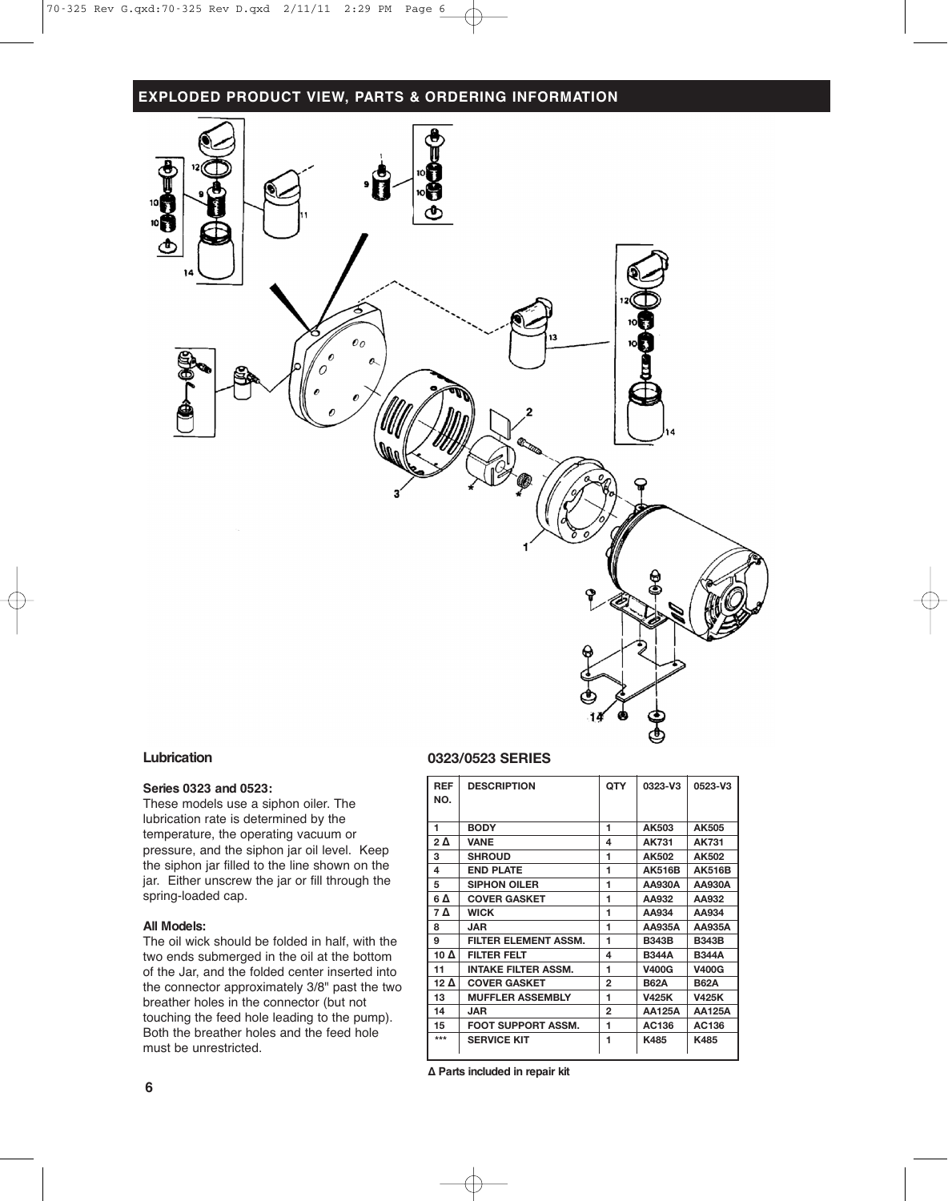## EXPLODED PRODUCT VIEW, PARTS & ORDERING INFORMATION

### Lubrication

**Series 0323 and 0523:**
These models use a siphon oiler. The lubrication rate is determined by the temperature, the operating vacuum or pressure, and the siphon jar oil level. Keep the siphon jar filled to the line shown on the jar. Either unscrew the jar or fill through the spring-loaded cap.

**All Models:**
The oil wick should be folded in half, with the two ends submerged in the oil at the bottom of the Jar, and the folded center inserted into the connector approximately 3/8" past the two breather holes in the connector (but not touching the feed hole leading to the pump). Both the breather holes and the feed hole must be unrestricted.

### 0323/0523 SERIES

| REF NO. | DESCRIPTION | QTY | 0323-V3 | 0523-V3 |
|---|---|---|---|---|
| 1 | BODY | 1 | AK503 | AK505 |
| 2 Δ | VANE | 4 | AK731 | AK731 |
| 3 | SHROUD | 1 | AK502 | AK502 |
| 4 | END PLATE | 1 | AK516B | AK516B |
| 5 | SIPHON OILER | 1 | AA930A | AA930A |
| 6 Δ | COVER GASKET | 1 | AA932 | AA932 |
| 7 Δ | WICK | 1 | AA934 | AA934 |
| 8 | JAR | 1 | AA935A | AA935A |
| 9 | FILTER ELEMENT ASSM. | 1 | B343B | B343B |
| 10 Δ | FILTER FELT | 4 | B344A | B344A |
| 11 | INTAKE FILTER ASSM. | 1 | V400G | V400G |
| 12 Δ | COVER GASKET | 2 | B62A | B62A |
| 13 | MUFFLER ASSEMBLY | 1 | V425K | V425K |
| 14 | JAR | 2 | AA125A | AA125A |
| 15 | FOOT SUPPORT ASSM. | 1 | AC136 | AC136 |
| *** | SERVICE KIT | 1 | K485 | K485 |

Δ Parts included in repair kit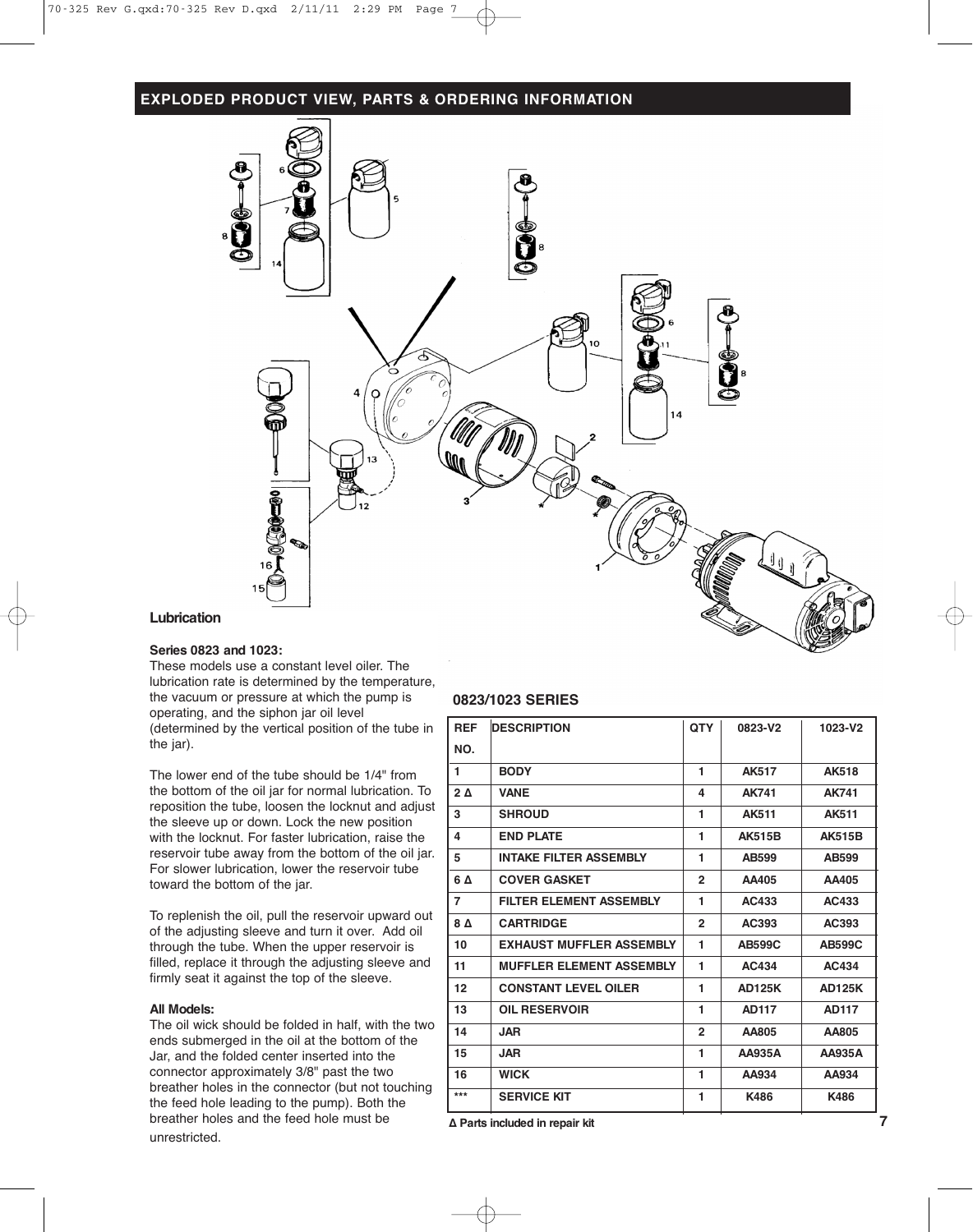## EXPLODED PRODUCT VIEW, PARTS & ORDERING INFORMATION

### Lubrication

**Series 0823 and 1023:**
These models use a constant level oiler. The lubrication rate is determined by the temperature, the vacuum or pressure at which the pump is operating, and the siphon jar oil level (determined by the vertical position of the tube in the jar).

The lower end of the tube should be 1/4" from the bottom of the oil jar for normal lubrication. To reposition the tube, loosen the locknut and adjust the sleeve up or down. Lock the new position with the locknut. For faster lubrication, raise the reservoir tube away from the bottom of the oil jar. For slower lubrication, lower the reservoir tube toward the bottom of the jar.

To replenish the oil, pull the reservoir upward out of the adjusting sleeve and turn it over. Add oil through the tube. When the upper reservoir is filled, replace it through the adjusting sleeve and firmly seat it against the top of the sleeve.

**All Models:**
The oil wick should be folded in half, with the two ends submerged in the oil at the bottom of the Jar, and the folded center inserted into the connector approximately 3/8" past the two breather holes in the connector (but not touching the feed hole leading to the pump). Both the breather holes and the feed hole must be unrestricted.

### 0823/1023 SERIES

| REF NO. | DESCRIPTION | QTY | 0823-V2 | 1023-V2 |
|---|---|---|---|---|
| 1 | BODY | 1 | AK517 | AK518 |
| 2 Δ | VANE | 4 | AK741 | AK741 |
| 3 | SHROUD | 1 | AK511 | AK511 |
| 4 | END PLATE | 1 | AK515B | AK515B |
| 5 | INTAKE FILTER ASSEMBLY | 1 | AB599 | AB599 |
| 6 Δ | COVER GASKET | 2 | AA405 | AA405 |
| 7 | FILTER ELEMENT ASSEMBLY | 1 | AC433 | AC433 |
| 8 Δ | CARTRIDGE | 2 | AC393 | AC393 |
| 10 | EXHAUST MUFFLER ASSEMBLY | 1 | AB599C | AB599C |
| 11 | MUFFLER ELEMENT ASSEMBLY | 1 | AC434 | AC434 |
| 12 | CONSTANT LEVEL OILER | 1 | AD125K | AD125K |
| 13 | OIL RESERVOIR | 1 | AD117 | AD117 |
| 14 | JAR | 2 | AA805 | AA805 |
| 15 | JAR | 1 | AA935A | AA935A |
| 16 | WICK | 1 | AA934 | AA934 |
| *** | SERVICE KIT | 1 | K486 | K486 |

**Δ Parts included in repair kit**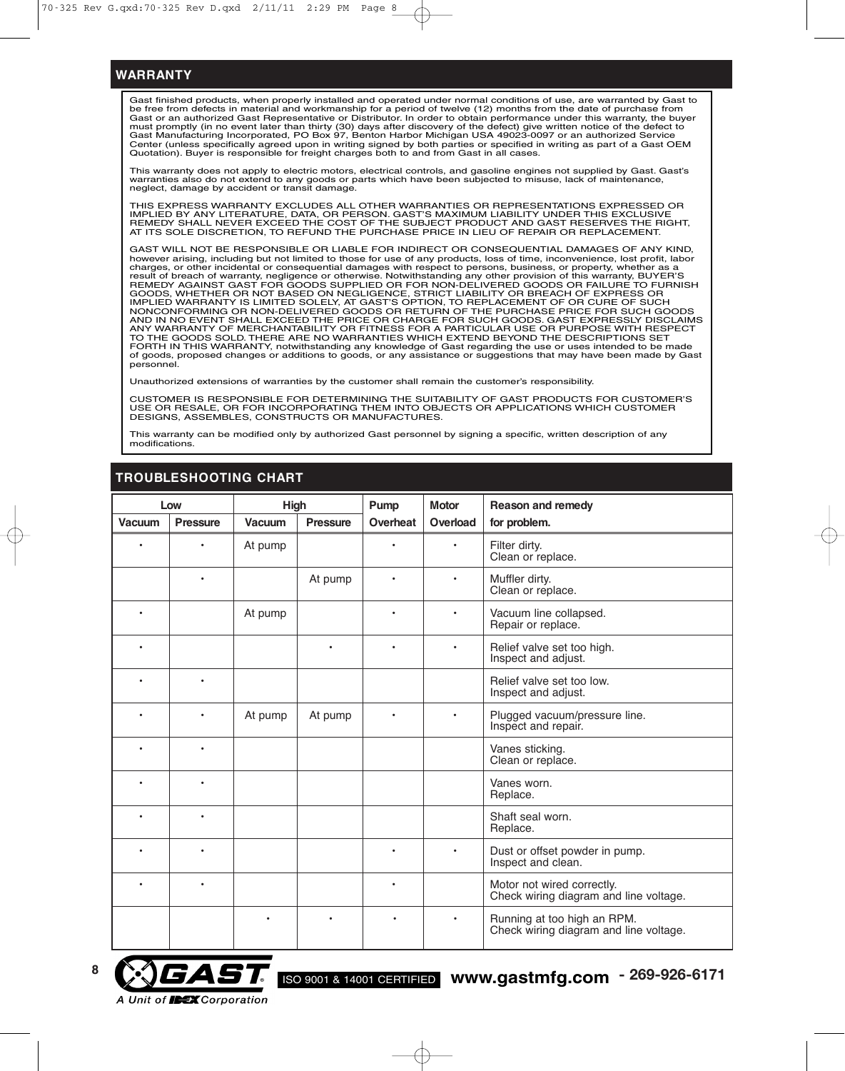## WARRANTY

Gast finished products, when properly installed and operated under normal conditions of use, are warranted by Gast to be free from defects in material and workmanship for a period of twelve (12) months from the date of purchase from Gast or an authorized Gast Representative or Distributor. In order to obtain performance under this warranty, the buyer must promptly (in no event later than thirty (30) days after discovery of the defect) give written notice of the defect to Gast Manufacturing Incorporated, PO Box 97, Benton Harbor Michigan USA 49023-0097 or an authorized Service Center (unless specifically agreed upon in writing signed by both parties or specified in writing as part of a Gast OEM Quotation). Buyer is responsible for freight charges both to and from Gast in all cases.

This warranty does not apply to electric motors, electrical controls, and gasoline engines not supplied by Gast. Gast's warranties also do not extend to any goods or parts which have been subjected to misuse, lack of maintenance, neglect, damage by accident or transit damage.

THIS EXPRESS WARRANTY EXCLUDES ALL OTHER WARRANTIES OR REPRESENTATIONS EXPRESSED OR IMPLIED BY ANY LITERATURE, DATA, OR PERSON. GAST'S MAXIMUM LIABILITY UNDER THIS EXCLUSIVE REMEDY SHALL NEVER EXCEED THE COST OF THE SUBJECT PRODUCT AND GAST RESERVES THE RIGHT, AT ITS SOLE DISCRETION, TO REFUND THE PURCHASE PRICE IN LIEU OF REPAIR OR REPLACEMENT.

GAST WILL NOT BE RESPONSIBLE OR LIABLE FOR INDIRECT OR CONSEQUENTIAL DAMAGES OF ANY KIND, however arising, including but not limited to those for use of any products, loss of time, inconvenience, lost profit, labor charges, or other incidental or consequential damages with respect to persons, business, or property, whether as a result of breach of warranty, negligence or otherwise. Notwithstanding any other provision of this warranty, BUYER'S REMEDY AGAINST GAST FOR GOODS SUPPLIED OR FOR NON-DELIVERED GOODS OR FAILURE TO FURNISH GOODS, WHETHER OR NOT BASED ON NEGLIGENCE, STRICT LIABILITY OR BREACH OF EXPRESS OR IMPLIED WARRANTY IS LIMITED SOLELY, AT GAST'S OPTION, TO REPLACEMENT OF OR CURE OF SUCH NONCONFORMING OR NON-DELIVERED GOODS OR RETURN OF THE PURCHASE PRICE FOR SUCH GOODS AND IN NO EVENT SHALL EXCEED THE PRICE OR CHARGE FOR SUCH GOODS. GAST EXPRESSLY DISCLAIMS ANY WARRANTY OF MERCHANTABILITY OR FITNESS FOR A PARTICULAR USE OR PURPOSE WITH RESPECT TO THE GOODS SOLD. THERE ARE NO WARRANTIES WHICH EXTEND BEYOND THE DESCRIPTIONS SET FORTH IN THIS WARRANTY, notwithstanding any knowledge of Gast regarding the use or uses intended to be made of goods, proposed changes or additions to goods, or any assistance or suggestions that may have been made by Gast personnel.

Unauthorized extensions of warranties by the customer shall remain the customer's responsibility.

CUSTOMER IS RESPONSIBLE FOR DETERMINING THE SUITABILITY OF GAST PRODUCTS FOR CUSTOMER'S USE OR RESALE, OR FOR INCORPORATING THEM INTO OBJECTS OR APPLICATIONS WHICH CUSTOMER DESIGNS, ASSEMBLES, CONSTRUCTS OR MANUFACTURES.

This warranty can be modified only by authorized Gast personnel by signing a specific, written description of any modifications.

## TROUBLESHOOTING CHART

| Low | | High | | Pump | Motor | Reason and remedy |
|---|---|---|---|---|---|---|
| Vacuum | Pressure | Vacuum | Pressure | Overheat | Overload | for problem. |
| • | • | At pump | | • | • | Filter dirty.<br>Clean or replace. |
| | • | | At pump | • | • | Muffler dirty.<br>Clean or replace. |
| • | | At pump | | • | • | Vacuum line collapsed.<br>Repair or replace. |
| • | | | • | • | • | Relief valve set too high.<br>Inspect and adjust. |
| • | • | | | | | Relief valve set too low.<br>Inspect and adjust. |
| • | • | At pump | At pump | • | • | Plugged vacuum/pressure line.<br>Inspect and repair. |
| • | • | | | | | Vanes sticking.<br>Clean or replace. |
| • | • | | | | | Vanes worn.<br>Replace. |
| • | • | | | | | Shaft seal worn.<br>Replace. |
| • | • | | | • | • | Dust or offset powder in pump.<br>Inspect and clean. |
| • | • | | | • | | Motor not wired correctly.<br>Check wiring diagram and line voltage. |
| | | • | • | • | • | Running at too high an RPM.<br>Check wiring diagram and line voltage. |

GAST®
A Unit of IDEX Corporation

ISO 9001 & 14001 CERTIFIED **www.gastmfg.com** - 269-926-6171